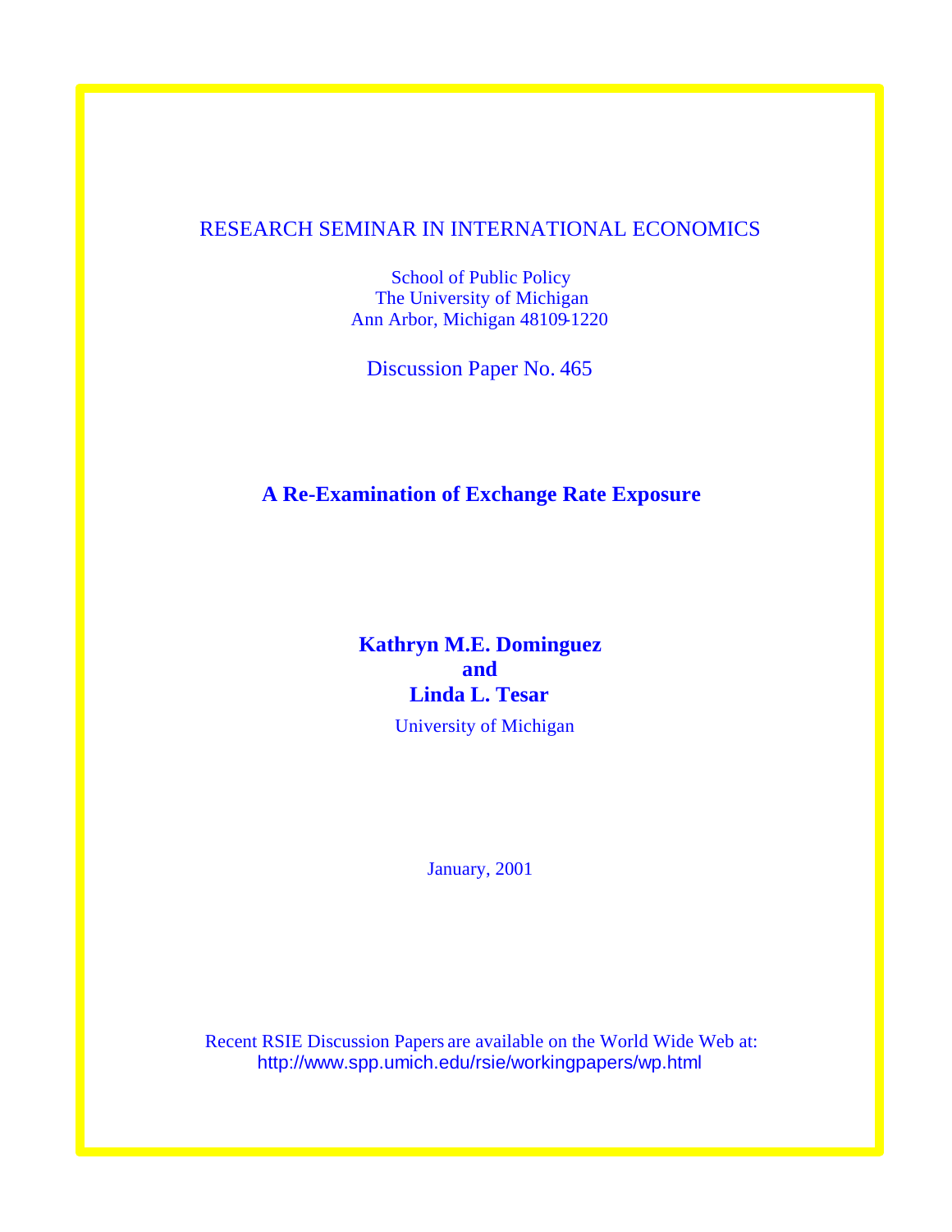RESEARCH SEMINAR IN INTERNATIONAL ECONOMICS

School of Public Policy
The University of Michigan
Ann Arbor, Michigan 48109-1220

Discussion Paper No. 465

# A Re-Examination of Exchange Rate Exposure

**Kathryn M.E. Dominguez**
**and**
**Linda L. Tesar**

University of Michigan

January, 2001

Recent RSIE Discussion Papers are available on the World Wide Web at:
http://www.spp.umich.edu/rsie/workingpapers/wp.html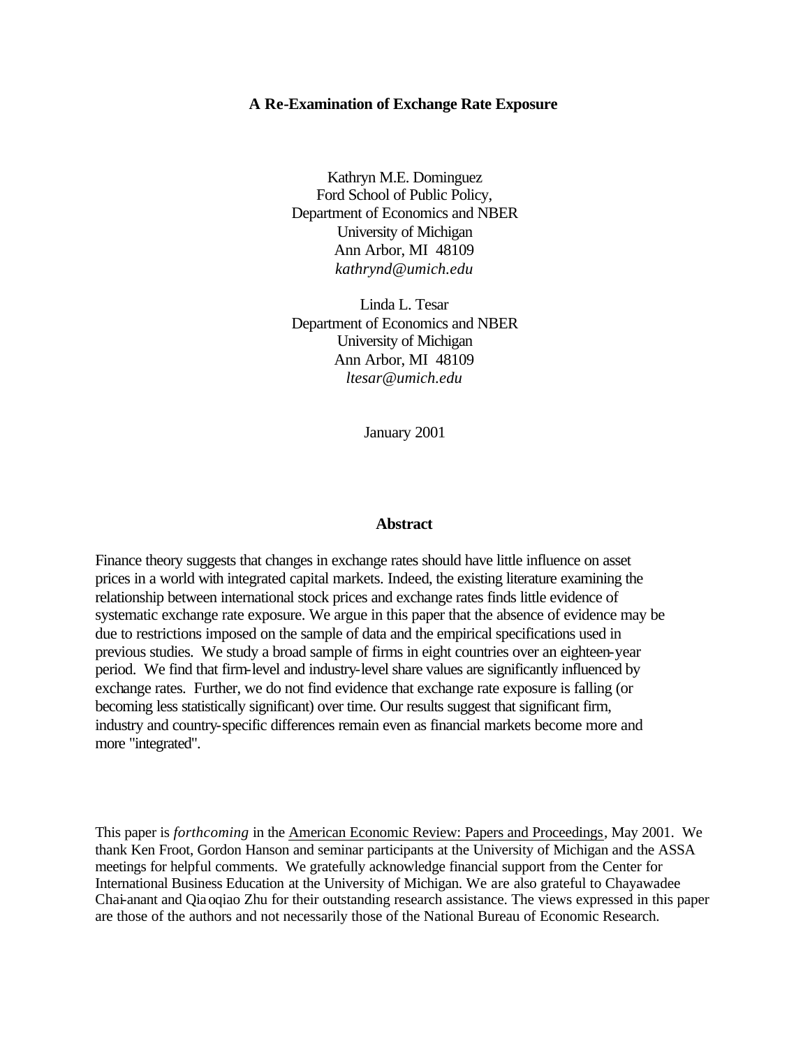**A Re-Examination of Exchange Rate Exposure**

Kathryn M.E. Dominguez
Ford School of Public Policy,
Department of Economics and NBER
University of Michigan
Ann Arbor, MI 48109
*kathrynd@umich.edu*

Linda L. Tesar
Department of Economics and NBER
University of Michigan
Ann Arbor, MI 48109
*ltesar@umich.edu*

January 2001

**Abstract**

Finance theory suggests that changes in exchange rates should have little influence on asset prices in a world with integrated capital markets. Indeed, the existing literature examining the relationship between international stock prices and exchange rates finds little evidence of systematic exchange rate exposure. We argue in this paper that the absence of evidence may be due to restrictions imposed on the sample of data and the empirical specifications used in previous studies. We study a broad sample of firms in eight countries over an eighteen-year period. We find that firm-level and industry-level share values are significantly influenced by exchange rates. Further, we do not find evidence that exchange rate exposure is falling (or becoming less statistically significant) over time. Our results suggest that significant firm, industry and country-specific differences remain even as financial markets become more and more "integrated".

This paper is *forthcoming* in the American Economic Review: Papers and Proceedings, May 2001. We thank Ken Froot, Gordon Hanson and seminar participants at the University of Michigan and the ASSA meetings for helpful comments. We gratefully acknowledge financial support from the Center for International Business Education at the University of Michigan. We are also grateful to Chayawadee Chai-anant and Qiaoqiao Zhu for their outstanding research assistance. The views expressed in this paper are those of the authors and not necessarily those of the National Bureau of Economic Research.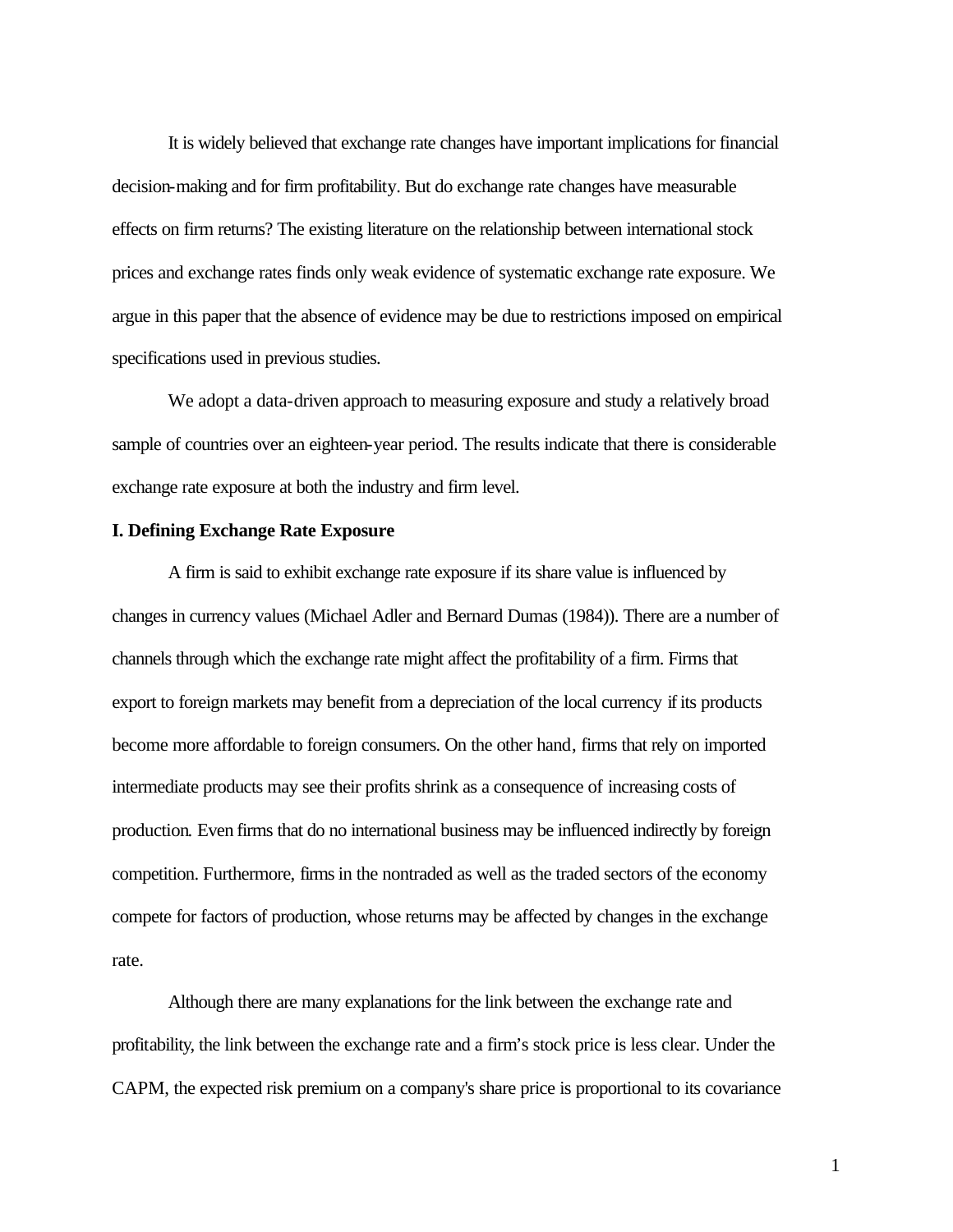It is widely believed that exchange rate changes have important implications for financial decision-making and for firm profitability. But do exchange rate changes have measurable effects on firm returns? The existing literature on the relationship between international stock prices and exchange rates finds only weak evidence of systematic exchange rate exposure. We argue in this paper that the absence of evidence may be due to restrictions imposed on empirical specifications used in previous studies.

We adopt a data-driven approach to measuring exposure and study a relatively broad sample of countries over an eighteen-year period. The results indicate that there is considerable exchange rate exposure at both the industry and firm level.

**I. Defining Exchange Rate Exposure**

A firm is said to exhibit exchange rate exposure if its share value is influenced by changes in currency values (Michael Adler and Bernard Dumas (1984)). There are a number of channels through which the exchange rate might affect the profitability of a firm. Firms that export to foreign markets may benefit from a depreciation of the local currency if its products become more affordable to foreign consumers. On the other hand, firms that rely on imported intermediate products may see their profits shrink as a consequence of increasing costs of production. Even firms that do no international business may be influenced indirectly by foreign competition. Furthermore, firms in the nontraded as well as the traded sectors of the economy compete for factors of production, whose returns may be affected by changes in the exchange rate.

Although there are many explanations for the link between the exchange rate and profitability, the link between the exchange rate and a firm's stock price is less clear. Under the CAPM, the expected risk premium on a company's share price is proportional to its covariance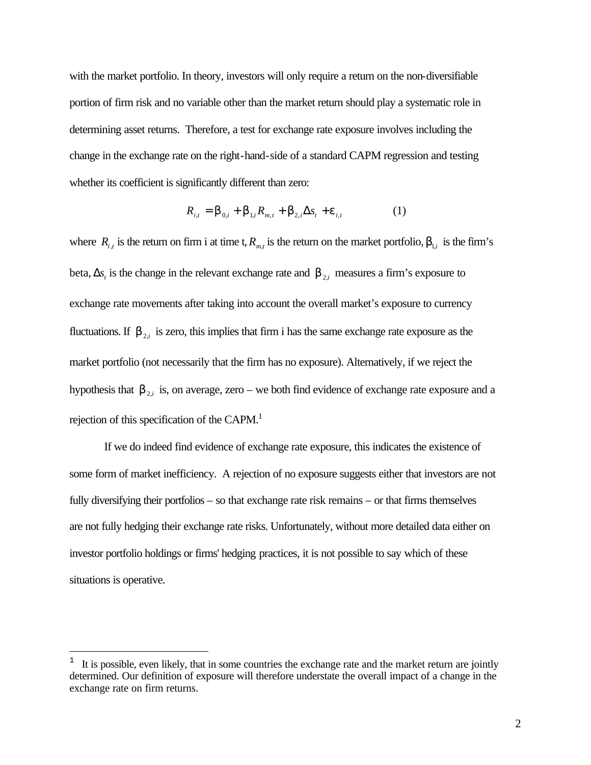with the market portfolio. In theory, investors will only require a return on the non-diversifiable portion of firm risk and no variable other than the market return should play a systematic role in determining asset returns. Therefore, a test for exchange rate exposure involves including the change in the exchange rate on the right-hand-side of a standard CAPM regression and testing whether its coefficient is significantly different than zero:

$$R_{i,t} = \beta_{0,i} + \beta_{1,i} R_{m,t} + \beta_{2,i} \Delta s_t + \varepsilon_{i,t} \qquad (1)$$

where $R_{i,t}$ is the return on firm i at time t, $R_{m,t}$ is the return on the market portfolio, $\beta_{1,i}$ is the firm's beta, $\Delta s_t$ is the change in the relevant exchange rate and $\beta_{2,i}$ measures a firm's exposure to exchange rate movements after taking into account the overall market's exposure to currency fluctuations. If $\beta_{2,i}$ is zero, this implies that firm i has the same exchange rate exposure as the market portfolio (not necessarily that the firm has no exposure). Alternatively, if we reject the hypothesis that $\beta_{2,i}$ is, on average, zero – we both find evidence of exchange rate exposure and a rejection of this specification of the CAPM.[1]

If we do indeed find evidence of exchange rate exposure, this indicates the existence of some form of market inefficiency. A rejection of no exposure suggests either that investors are not fully diversifying their portfolios – so that exchange rate risk remains – or that firms themselves are not fully hedging their exchange rate risks. Unfortunately, without more detailed data either on investor portfolio holdings or firms' hedging practices, it is not possible to say which of these situations is operative.

---

[1] It is possible, even likely, that in some countries the exchange rate and the market return are jointly determined. Our definition of exposure will therefore understate the overall impact of a change in the exchange rate on firm returns.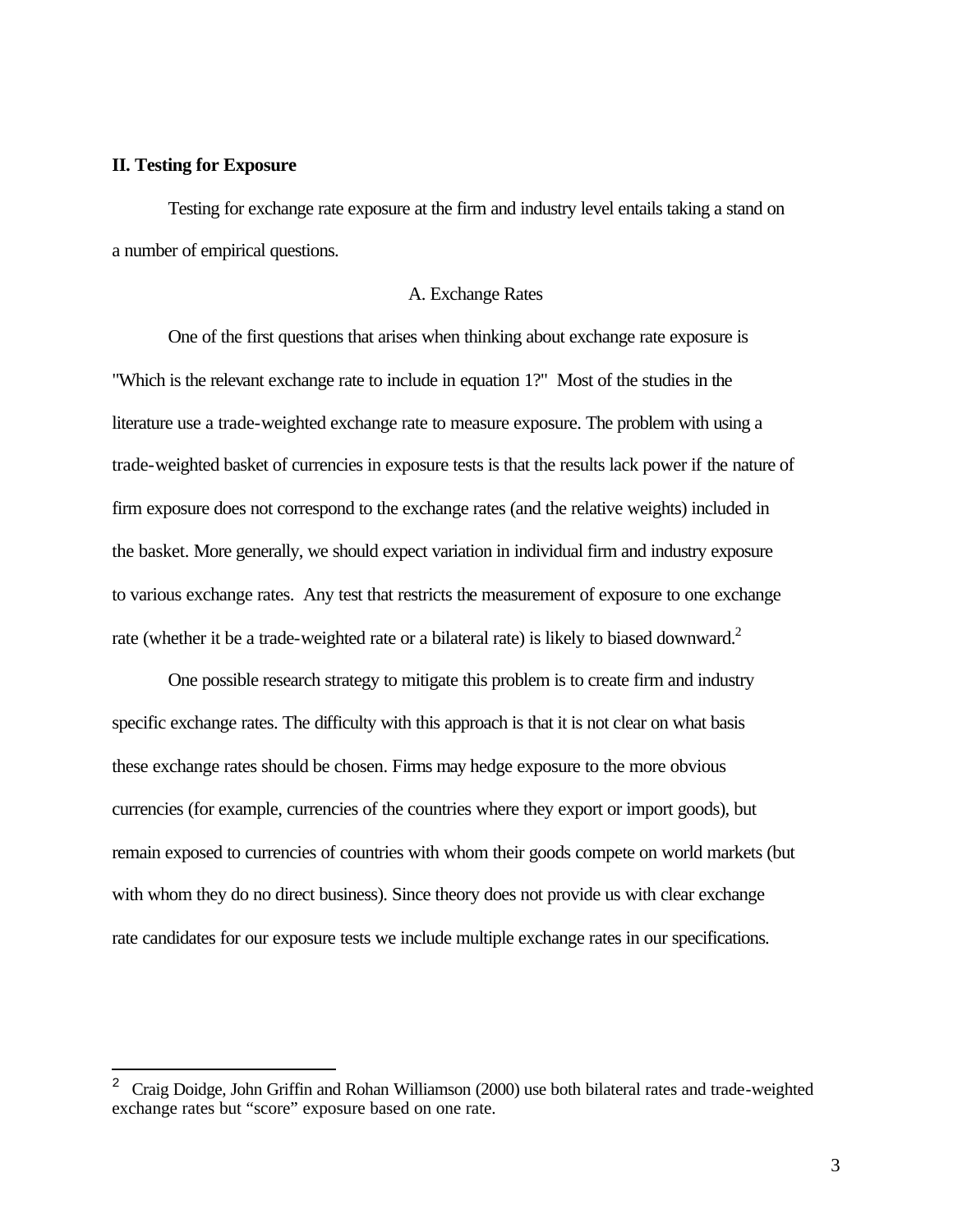**II. Testing for Exposure**

Testing for exchange rate exposure at the firm and industry level entails taking a stand on a number of empirical questions.

A. Exchange Rates

One of the first questions that arises when thinking about exchange rate exposure is "Which is the relevant exchange rate to include in equation 1?" Most of the studies in the literature use a trade-weighted exchange rate to measure exposure. The problem with using a trade-weighted basket of currencies in exposure tests is that the results lack power if the nature of firm exposure does not correspond to the exchange rates (and the relative weights) included in the basket. More generally, we should expect variation in individual firm and industry exposure to various exchange rates. Any test that restricts the measurement of exposure to one exchange rate (whether it be a trade-weighted rate or a bilateral rate) is likely to biased downward.[2]

One possible research strategy to mitigate this problem is to create firm and industry specific exchange rates. The difficulty with this approach is that it is not clear on what basis these exchange rates should be chosen. Firms may hedge exposure to the more obvious currencies (for example, currencies of the countries where they export or import goods), but remain exposed to currencies of countries with whom their goods compete on world markets (but with whom they do no direct business). Since theory does not provide us with clear exchange rate candidates for our exposure tests we include multiple exchange rates in our specifications.

---

[2] Craig Doidge, John Griffin and Rohan Williamson (2000) use both bilateral rates and trade-weighted exchange rates but "score" exposure based on one rate.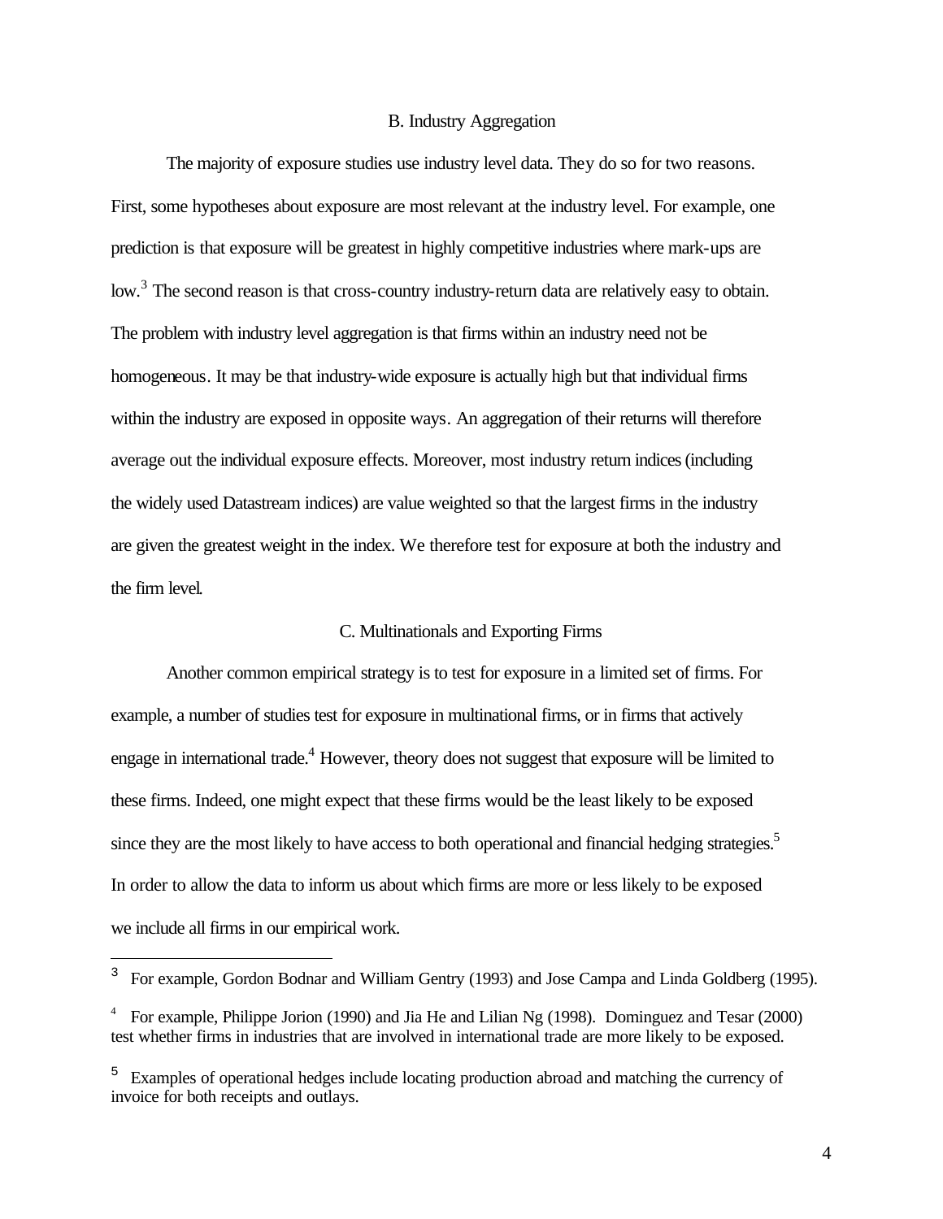### B. Industry Aggregation

The majority of exposure studies use industry level data. They do so for two reasons. First, some hypotheses about exposure are most relevant at the industry level. For example, one prediction is that exposure will be greatest in highly competitive industries where mark-ups are low.[3] The second reason is that cross-country industry-return data are relatively easy to obtain. The problem with industry level aggregation is that firms within an industry need not be homogeneous. It may be that industry-wide exposure is actually high but that individual firms within the industry are exposed in opposite ways. An aggregation of their returns will therefore average out the individual exposure effects. Moreover, most industry return indices (including the widely used Datastream indices) are value weighted so that the largest firms in the industry are given the greatest weight in the index. We therefore test for exposure at both the industry and the firm level.

### C. Multinationals and Exporting Firms

Another common empirical strategy is to test for exposure in a limited set of firms. For example, a number of studies test for exposure in multinational firms, or in firms that actively engage in international trade.[4] However, theory does not suggest that exposure will be limited to these firms. Indeed, one might expect that these firms would be the least likely to be exposed since they are the most likely to have access to both operational and financial hedging strategies.[5] In order to allow the data to inform us about which firms are more or less likely to be exposed we include all firms in our empirical work.

---

[3] For example, Gordon Bodnar and William Gentry (1993) and Jose Campa and Linda Goldberg (1995).

[4] For example, Philippe Jorion (1990) and Jia He and Lilian Ng (1998). Dominguez and Tesar (2000) test whether firms in industries that are involved in international trade are more likely to be exposed.

[5] Examples of operational hedges include locating production abroad and matching the currency of invoice for both receipts and outlays.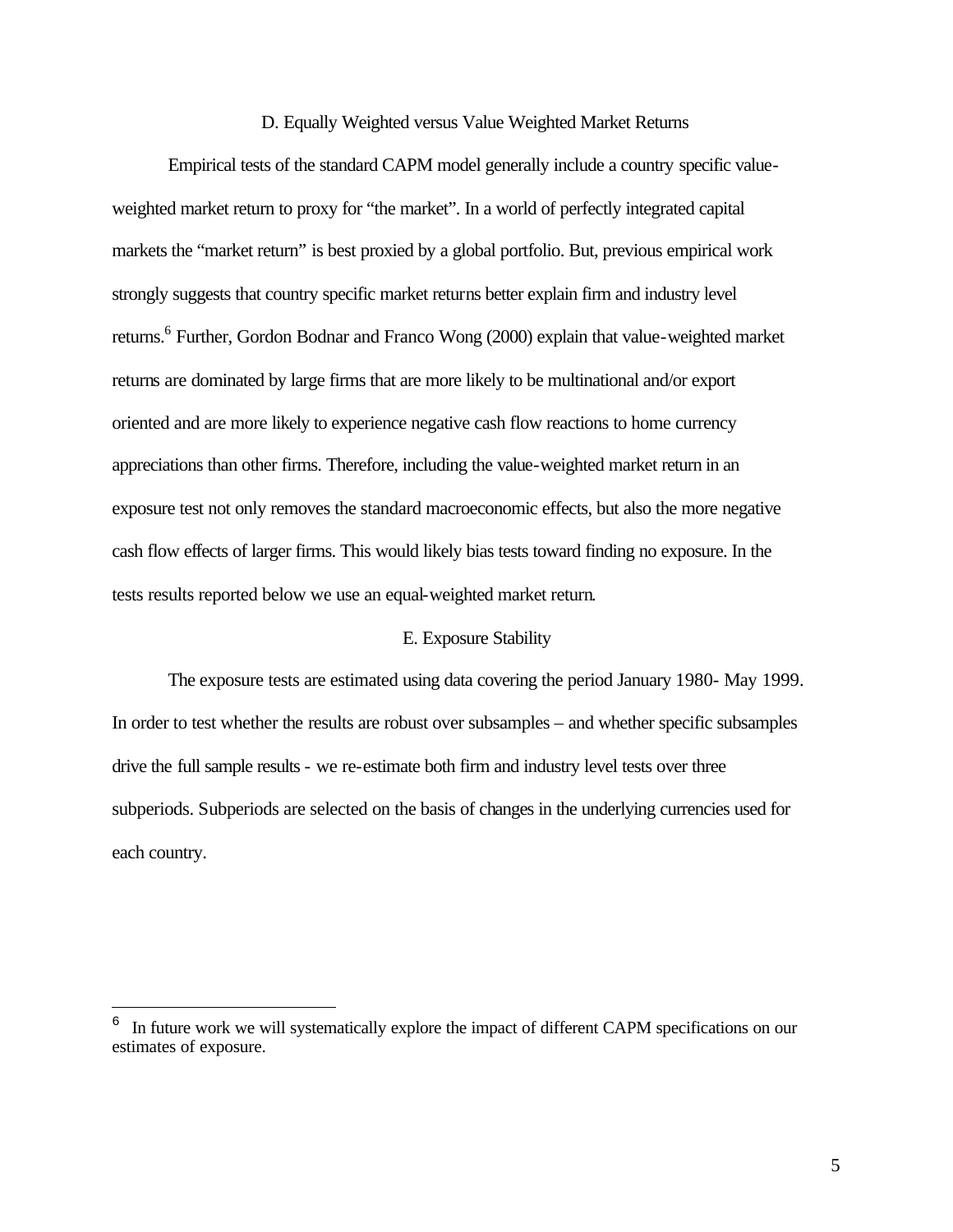### D. Equally Weighted versus Value Weighted Market Returns

Empirical tests of the standard CAPM model generally include a country specific value-weighted market return to proxy for "the market". In a world of perfectly integrated capital markets the "market return" is best proxied by a global portfolio. But, previous empirical work strongly suggests that country specific market returns better explain firm and industry level returns.[6] Further, Gordon Bodnar and Franco Wong (2000) explain that value-weighted market returns are dominated by large firms that are more likely to be multinational and/or export oriented and are more likely to experience negative cash flow reactions to home currency appreciations than other firms. Therefore, including the value-weighted market return in an exposure test not only removes the standard macroeconomic effects, but also the more negative cash flow effects of larger firms. This would likely bias tests toward finding no exposure. In the tests results reported below we use an equal-weighted market return.

### E. Exposure Stability

The exposure tests are estimated using data covering the period January 1980- May 1999. In order to test whether the results are robust over subsamples – and whether specific subsamples drive the full sample results - we re-estimate both firm and industry level tests over three subperiods. Subperiods are selected on the basis of changes in the underlying currencies used for each country.

---

[6] In future work we will systematically explore the impact of different CAPM specifications on our estimates of exposure.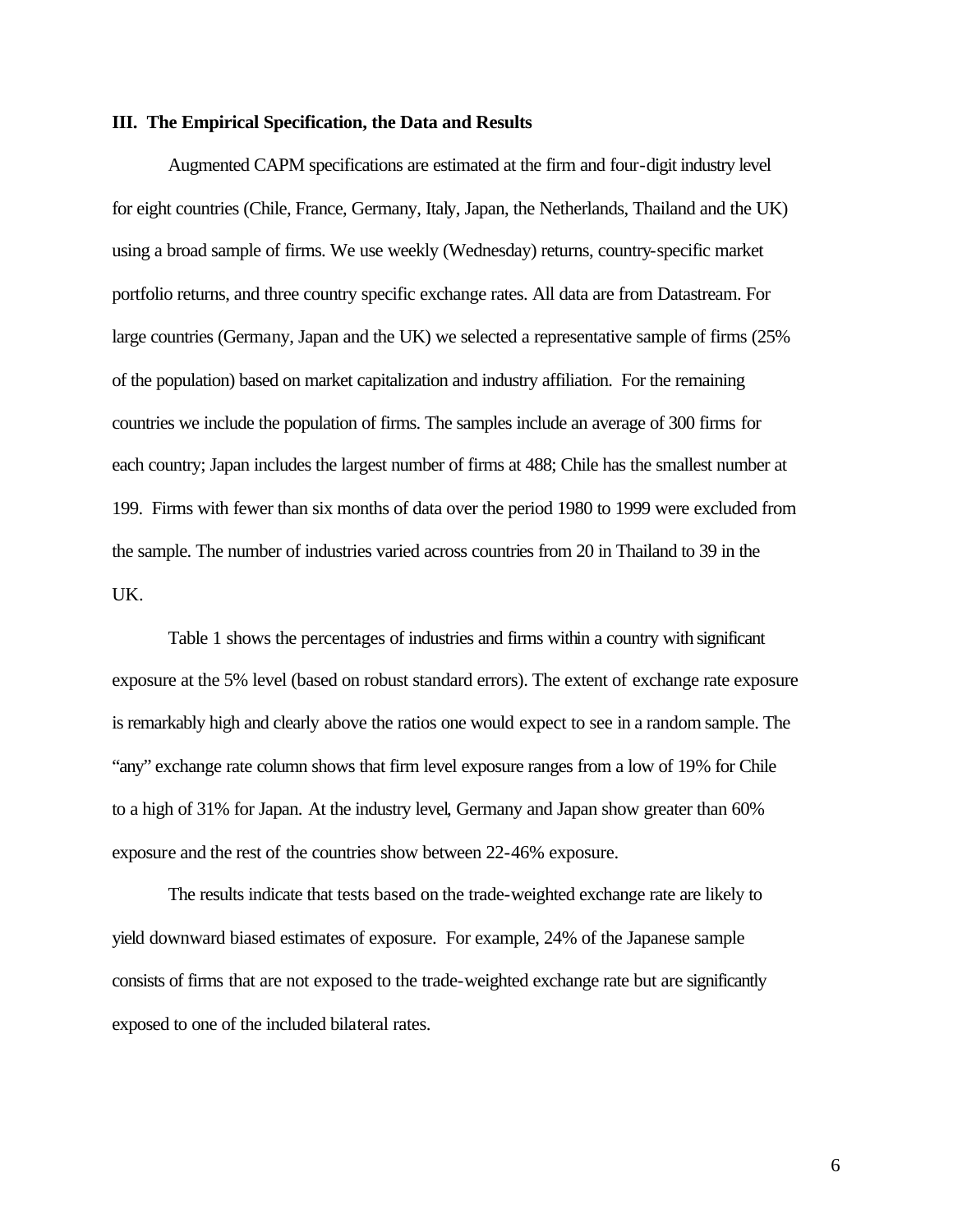### III. The Empirical Specification, the Data and Results

Augmented CAPM specifications are estimated at the firm and four-digit industry level for eight countries (Chile, France, Germany, Italy, Japan, the Netherlands, Thailand and the UK) using a broad sample of firms. We use weekly (Wednesday) returns, country-specific market portfolio returns, and three country specific exchange rates. All data are from Datastream. For large countries (Germany, Japan and the UK) we selected a representative sample of firms (25% of the population) based on market capitalization and industry affiliation. For the remaining countries we include the population of firms. The samples include an average of 300 firms for each country; Japan includes the largest number of firms at 488; Chile has the smallest number at 199. Firms with fewer than six months of data over the period 1980 to 1999 were excluded from the sample. The number of industries varied across countries from 20 in Thailand to 39 in the UK.

Table 1 shows the percentages of industries and firms within a country with significant exposure at the 5% level (based on robust standard errors). The extent of exchange rate exposure is remarkably high and clearly above the ratios one would expect to see in a random sample. The "any" exchange rate column shows that firm level exposure ranges from a low of 19% for Chile to a high of 31% for Japan. At the industry level, Germany and Japan show greater than 60% exposure and the rest of the countries show between 22-46% exposure.

The results indicate that tests based on the trade-weighted exchange rate are likely to yield downward biased estimates of exposure. For example, 24% of the Japanese sample consists of firms that are not exposed to the trade-weighted exchange rate but are significantly exposed to one of the included bilateral rates.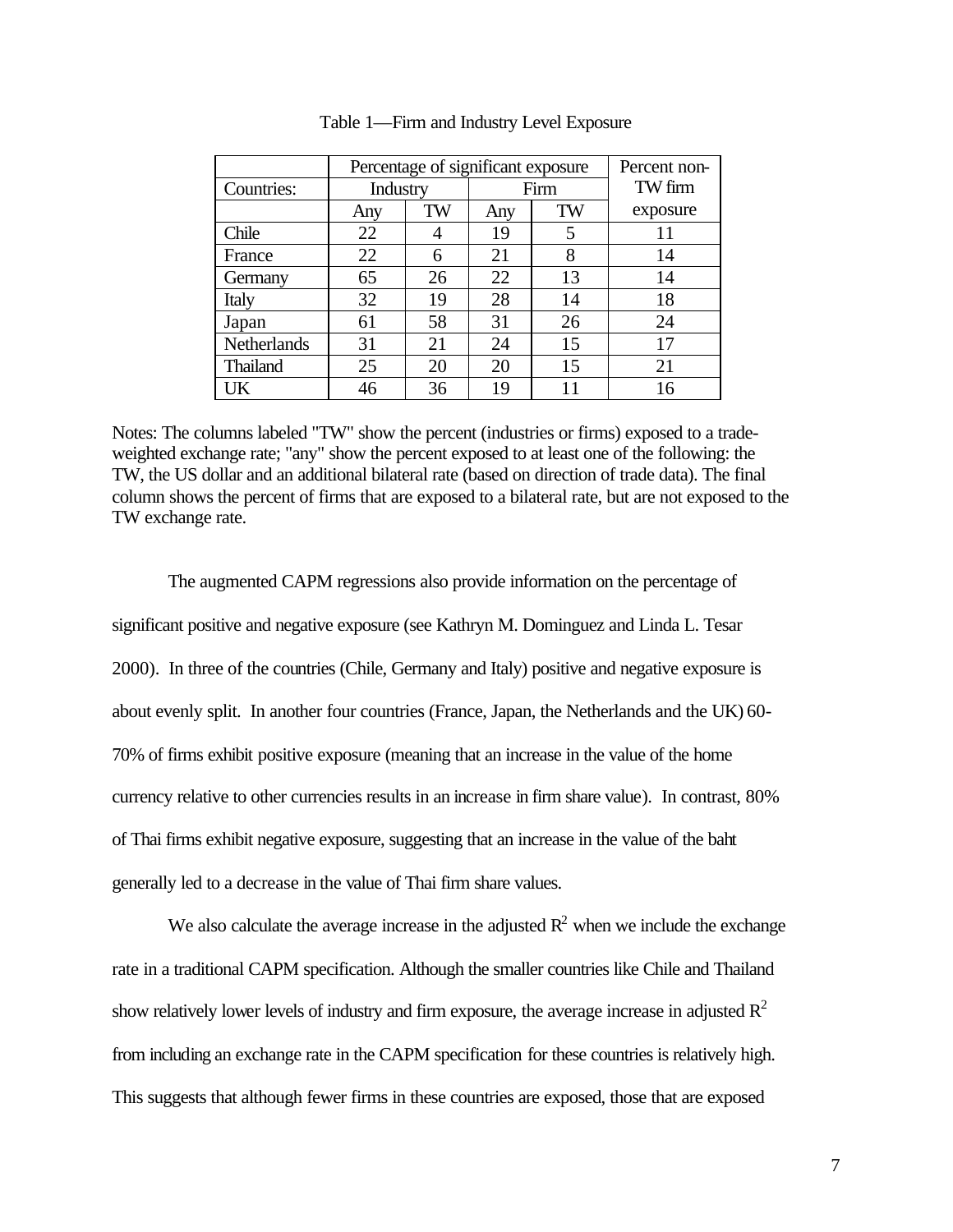Table 1—Firm and Industry Level Exposure

| | Percentage of significant exposure | | | | Percent non-TW firm exposure |
|---|---|---|---|---|---|
| Countries: | Industry | | Firm | | |
| | Any | TW | Any | TW | |
| Chile | 22 | 4 | 19 | 5 | 11 |
| France | 22 | 6 | 21 | 8 | 14 |
| Germany | 65 | 26 | 22 | 13 | 14 |
| Italy | 32 | 19 | 28 | 14 | 18 |
| Japan | 61 | 58 | 31 | 26 | 24 |
| Netherlands | 31 | 21 | 24 | 15 | 17 |
| Thailand | 25 | 20 | 20 | 15 | 21 |
| UK | 46 | 36 | 19 | 11 | 16 |

Notes: The columns labeled "TW" show the percent (industries or firms) exposed to a trade-weighted exchange rate; "any" show the percent exposed to at least one of the following: the TW, the US dollar and an additional bilateral rate (based on direction of trade data). The final column shows the percent of firms that are exposed to a bilateral rate, but are not exposed to the TW exchange rate.

The augmented CAPM regressions also provide information on the percentage of significant positive and negative exposure (see Kathryn M. Dominguez and Linda L. Tesar 2000). In three of the countries (Chile, Germany and Italy) positive and negative exposure is about evenly split. In another four countries (France, Japan, the Netherlands and the UK) 60-70% of firms exhibit positive exposure (meaning that an increase in the value of the home currency relative to other currencies results in an increase in firm share value). In contrast, 80% of Thai firms exhibit negative exposure, suggesting that an increase in the value of the baht generally led to a decrease in the value of Thai firm share values.

We also calculate the average increase in the adjusted $R^2$ when we include the exchange rate in a traditional CAPM specification. Although the smaller countries like Chile and Thailand show relatively lower levels of industry and firm exposure, the average increase in adjusted $R^2$ from including an exchange rate in the CAPM specification for these countries is relatively high. This suggests that although fewer firms in these countries are exposed, those that are exposed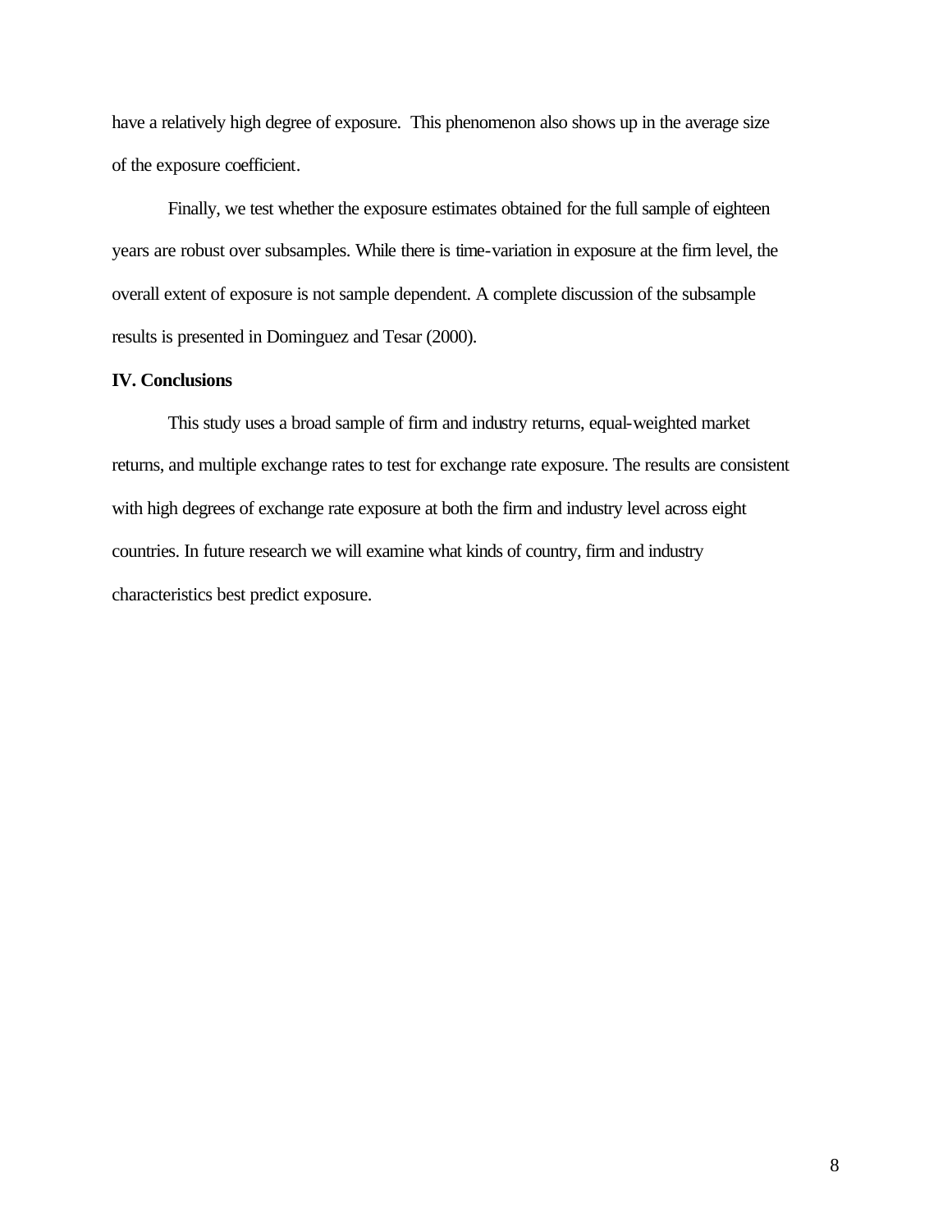have a relatively high degree of exposure. This phenomenon also shows up in the average size of the exposure coefficient.

Finally, we test whether the exposure estimates obtained for the full sample of eighteen years are robust over subsamples. While there is time-variation in exposure at the firm level, the overall extent of exposure is not sample dependent. A complete discussion of the subsample results is presented in Dominguez and Tesar (2000).

## IV. Conclusions

This study uses a broad sample of firm and industry returns, equal-weighted market returns, and multiple exchange rates to test for exchange rate exposure. The results are consistent with high degrees of exchange rate exposure at both the firm and industry level across eight countries. In future research we will examine what kinds of country, firm and industry characteristics best predict exposure.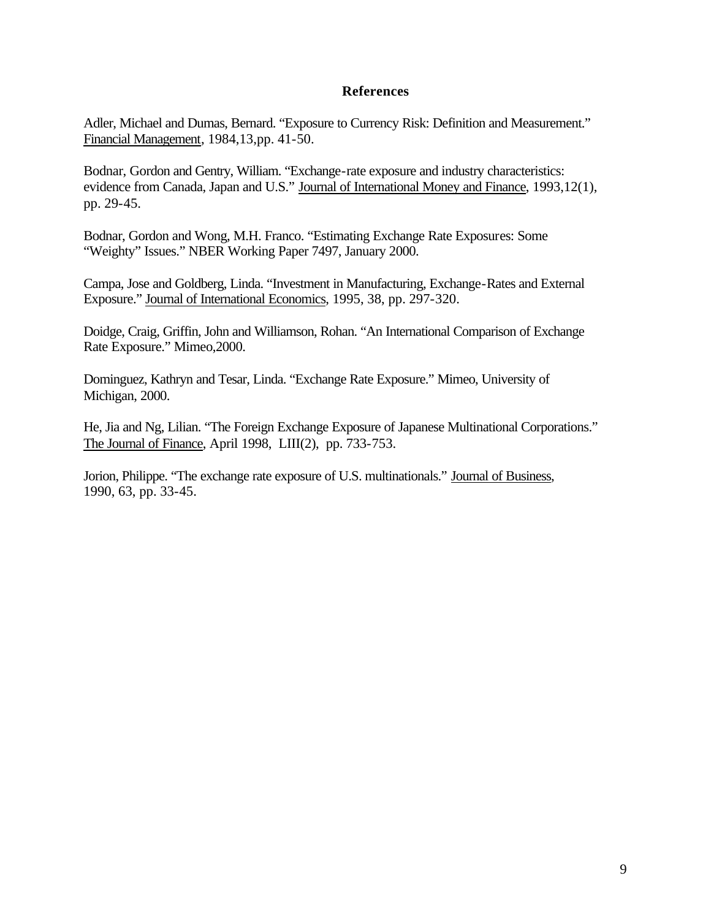## References

Adler, Michael and Dumas, Bernard. "Exposure to Currency Risk: Definition and Measurement." Financial Management, 1984,13,pp. 41-50.

Bodnar, Gordon and Gentry, William. "Exchange-rate exposure and industry characteristics: evidence from Canada, Japan and U.S." Journal of International Money and Finance, 1993,12(1), pp. 29-45.

Bodnar, Gordon and Wong, M.H. Franco. "Estimating Exchange Rate Exposures: Some "Weighty" Issues." NBER Working Paper 7497, January 2000.

Campa, Jose and Goldberg, Linda. "Investment in Manufacturing, Exchange-Rates and External Exposure." Journal of International Economics, 1995, 38, pp. 297-320.

Doidge, Craig, Griffin, John and Williamson, Rohan. "An International Comparison of Exchange Rate Exposure." Mimeo,2000.

Dominguez, Kathryn and Tesar, Linda. "Exchange Rate Exposure." Mimeo, University of Michigan, 2000.

He, Jia and Ng, Lilian. "The Foreign Exchange Exposure of Japanese Multinational Corporations." The Journal of Finance, April 1998, LIII(2), pp. 733-753.

Jorion, Philippe. "The exchange rate exposure of U.S. multinationals." Journal of Business, 1990, 63, pp. 33-45.